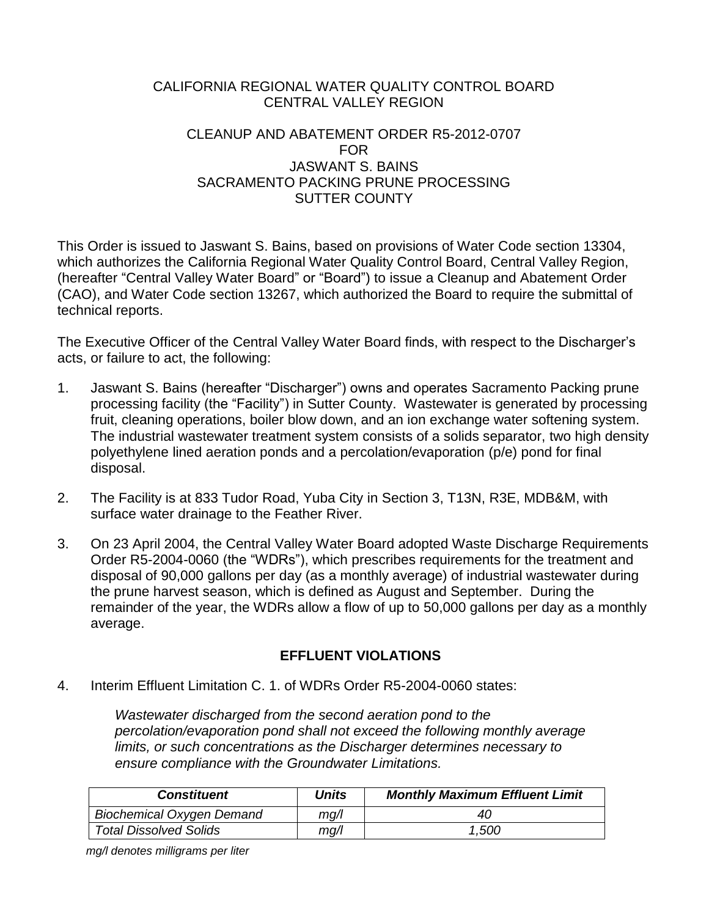CALIFORNIA REGIONAL WATER QUALITY CONTROL BOARD
CENTRAL VALLEY REGION

CLEANUP AND ABATEMENT ORDER R5-2012-0707
FOR
JASWANT S. BAINS
SACRAMENTO PACKING PRUNE PROCESSING
SUTTER COUNTY

This Order is issued to Jaswant S. Bains, based on provisions of Water Code section 13304, which authorizes the California Regional Water Quality Control Board, Central Valley Region, (hereafter "Central Valley Water Board" or "Board") to issue a Cleanup and Abatement Order (CAO), and Water Code section 13267, which authorized the Board to require the submittal of technical reports.

The Executive Officer of the Central Valley Water Board finds, with respect to the Discharger's acts, or failure to act, the following:

1. Jaswant S. Bains (hereafter "Discharger") owns and operates Sacramento Packing prune processing facility (the "Facility") in Sutter County. Wastewater is generated by processing fruit, cleaning operations, boiler blow down, and an ion exchange water softening system. The industrial wastewater treatment system consists of a solids separator, two high density polyethylene lined aeration ponds and a percolation/evaporation (p/e) pond for final disposal.

2. The Facility is at 833 Tudor Road, Yuba City in Section 3, T13N, R3E, MDB&M, with surface water drainage to the Feather River.

3. On 23 April 2004, the Central Valley Water Board adopted Waste Discharge Requirements Order R5-2004-0060 (the "WDRs"), which prescribes requirements for the treatment and disposal of 90,000 gallons per day (as a monthly average) of industrial wastewater during the prune harvest season, which is defined as August and September. During the remainder of the year, the WDRs allow a flow of up to 50,000 gallons per day as a monthly average.

## EFFLUENT VIOLATIONS

4. Interim Effluent Limitation C. 1. of WDRs Order R5-2004-0060 states:

   *Wastewater discharged from the second aeration pond to the percolation/evaporation pond shall not exceed the following monthly average limits, or such concentrations as the Discharger determines necessary to ensure compliance with the Groundwater Limitations.*

| *Constituent* | *Units* | *Monthly Maximum Effluent Limit* |
|---|---|---|
| *Biochemical Oxygen Demand* | *mg/l* | *40* |
| *Total Dissolved Solids* | *mg/l* | *1,500* |

*mg/l denotes milligrams per liter*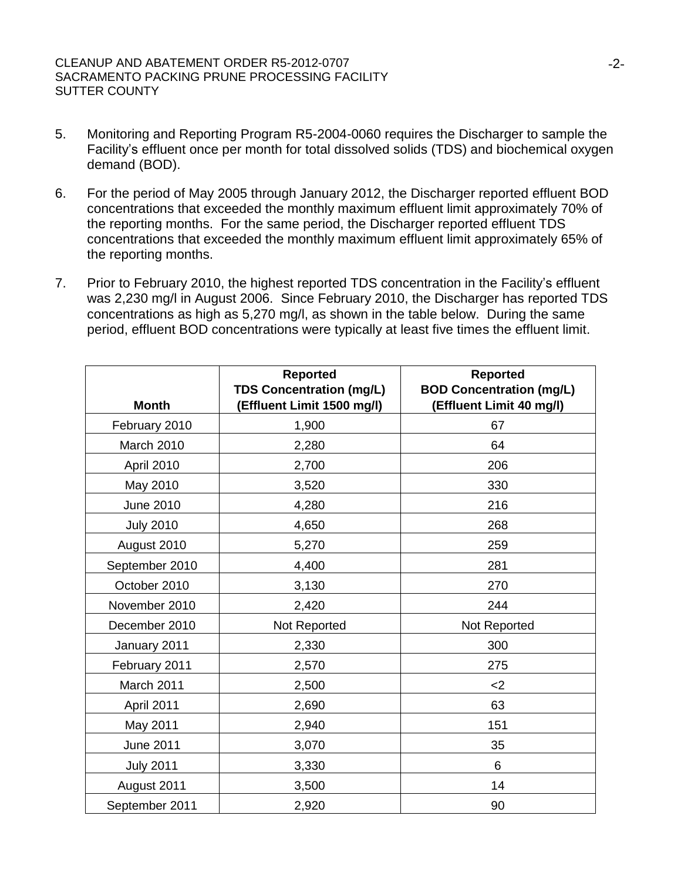5. Monitoring and Reporting Program R5-2004-0060 requires the Discharger to sample the Facility's effluent once per month for total dissolved solids (TDS) and biochemical oxygen demand (BOD).

6. For the period of May 2005 through January 2012, the Discharger reported effluent BOD concentrations that exceeded the monthly maximum effluent limit approximately 70% of the reporting months. For the same period, the Discharger reported effluent TDS concentrations that exceeded the monthly maximum effluent limit approximately 65% of the reporting months.

7. Prior to February 2010, the highest reported TDS concentration in the Facility's effluent was 2,230 mg/l in August 2006. Since February 2010, the Discharger has reported TDS concentrations as high as 5,270 mg/l, as shown in the table below. During the same period, effluent BOD concentrations were typically at least five times the effluent limit.

| Month | Reported TDS Concentration (mg/L) (Effluent Limit 1500 mg/l) | Reported BOD Concentration (mg/L) (Effluent Limit 40 mg/l) |
|---|---|---|
| February 2010 | 1,900 | 67 |
| March 2010 | 2,280 | 64 |
| April 2010 | 2,700 | 206 |
| May 2010 | 3,520 | 330 |
| June 2010 | 4,280 | 216 |
| July 2010 | 4,650 | 268 |
| August 2010 | 5,270 | 259 |
| September 2010 | 4,400 | 281 |
| October 2010 | 3,130 | 270 |
| November 2010 | 2,420 | 244 |
| December 2010 | Not Reported | Not Reported |
| January 2011 | 2,330 | 300 |
| February 2011 | 2,570 | 275 |
| March 2011 | 2,500 | <2 |
| April 2011 | 2,690 | 63 |
| May 2011 | 2,940 | 151 |
| June 2011 | 3,070 | 35 |
| July 2011 | 3,330 | 6 |
| August 2011 | 3,500 | 14 |
| September 2011 | 2,920 | 90 |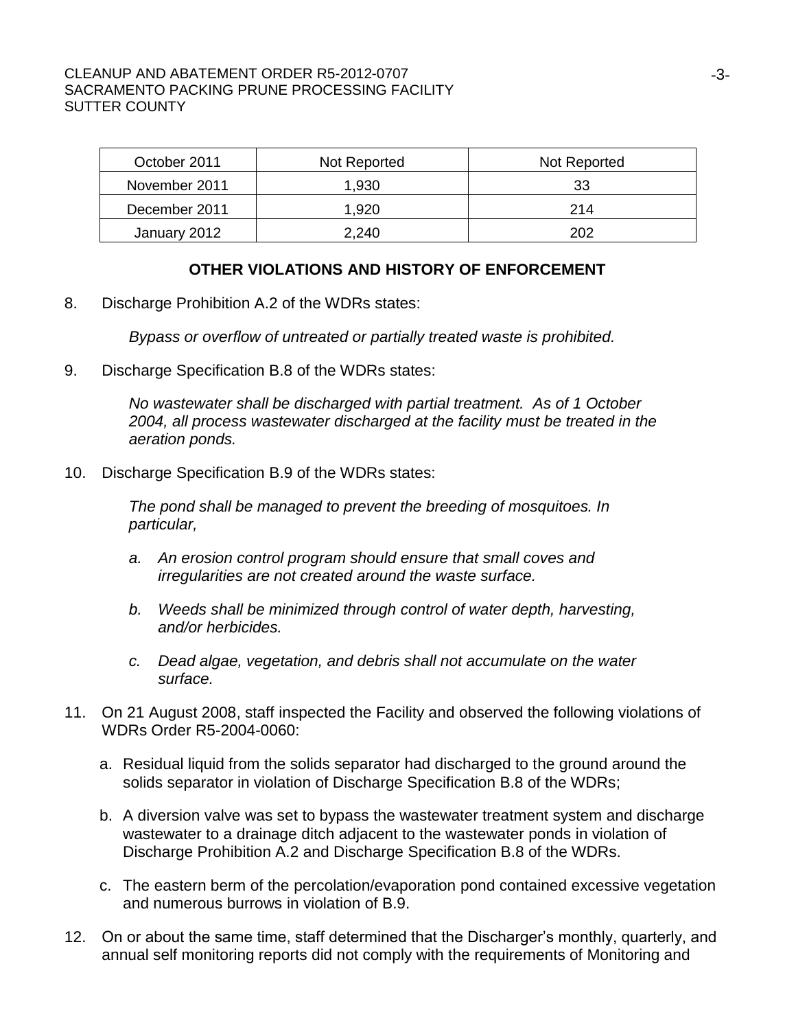| October 2011 | Not Reported | Not Reported |
|---|---|---|
| November 2011 | 1,930 | 33 |
| December 2011 | 1,920 | 214 |
| January 2012 | 2,240 | 202 |

## OTHER VIOLATIONS AND HISTORY OF ENFORCEMENT

8. Discharge Prohibition A.2 of the WDRs states:

   *Bypass or overflow of untreated or partially treated waste is prohibited.*

9. Discharge Specification B.8 of the WDRs states:

   *No wastewater shall be discharged with partial treatment. As of 1 October 2004, all process wastewater discharged at the facility must be treated in the aeration ponds.*

10. Discharge Specification B.9 of the WDRs states:

    *The pond shall be managed to prevent the breeding of mosquitoes. In particular,*

    *a. An erosion control program should ensure that small coves and irregularities are not created around the waste surface.*

    *b. Weeds shall be minimized through control of water depth, harvesting, and/or herbicides.*

    *c. Dead algae, vegetation, and debris shall not accumulate on the water surface.*

11. On 21 August 2008, staff inspected the Facility and observed the following violations of WDRs Order R5-2004-0060:

    a. Residual liquid from the solids separator had discharged to the ground around the solids separator in violation of Discharge Specification B.8 of the WDRs;

    b. A diversion valve was set to bypass the wastewater treatment system and discharge wastewater to a drainage ditch adjacent to the wastewater ponds in violation of Discharge Prohibition A.2 and Discharge Specification B.8 of the WDRs.

    c. The eastern berm of the percolation/evaporation pond contained excessive vegetation and numerous burrows in violation of B.9.

12. On or about the same time, staff determined that the Discharger's monthly, quarterly, and annual self monitoring reports did not comply with the requirements of Monitoring and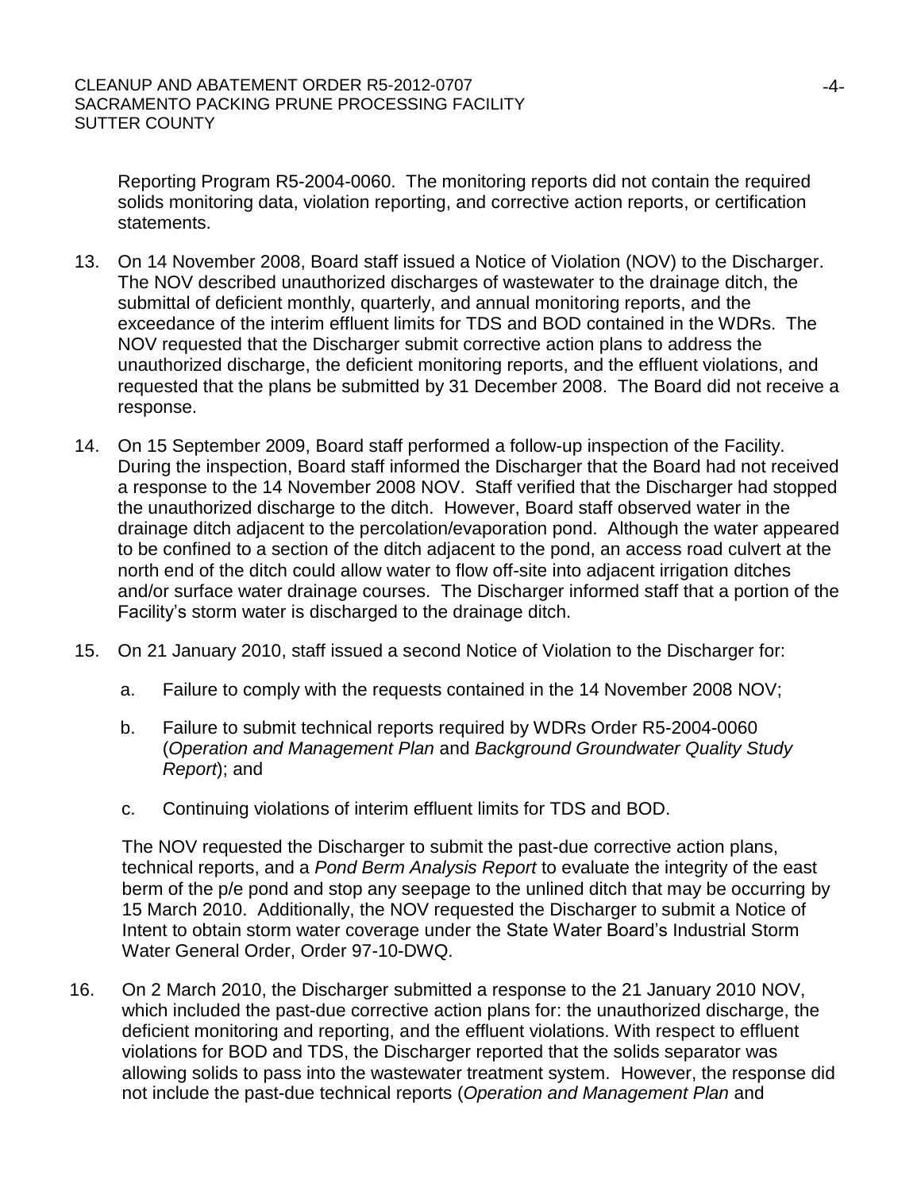Reporting Program R5-2004-0060. The monitoring reports did not contain the required solids monitoring data, violation reporting, and corrective action reports, or certification statements.

13. On 14 November 2008, Board staff issued a Notice of Violation (NOV) to the Discharger. The NOV described unauthorized discharges of wastewater to the drainage ditch, the submittal of deficient monthly, quarterly, and annual monitoring reports, and the exceedance of the interim effluent limits for TDS and BOD contained in the WDRs. The NOV requested that the Discharger submit corrective action plans to address the unauthorized discharge, the deficient monitoring reports, and the effluent violations, and requested that the plans be submitted by 31 December 2008. The Board did not receive a response.

14. On 15 September 2009, Board staff performed a follow-up inspection of the Facility. During the inspection, Board staff informed the Discharger that the Board had not received a response to the 14 November 2008 NOV. Staff verified that the Discharger had stopped the unauthorized discharge to the ditch. However, Board staff observed water in the drainage ditch adjacent to the percolation/evaporation pond. Although the water appeared to be confined to a section of the ditch adjacent to the pond, an access road culvert at the north end of the ditch could allow water to flow off-site into adjacent irrigation ditches and/or surface water drainage courses. The Discharger informed staff that a portion of the Facility's storm water is discharged to the drainage ditch.

15. On 21 January 2010, staff issued a second Notice of Violation to the Discharger for:

    a. Failure to comply with the requests contained in the 14 November 2008 NOV;

    b. Failure to submit technical reports required by WDRs Order R5-2004-0060 (*Operation and Management Plan* and *Background Groundwater Quality Study Report*); and

    c. Continuing violations of interim effluent limits for TDS and BOD.

    The NOV requested the Discharger to submit the past-due corrective action plans, technical reports, and a *Pond Berm Analysis Report* to evaluate the integrity of the east berm of the p/e pond and stop any seepage to the unlined ditch that may be occurring by 15 March 2010. Additionally, the NOV requested the Discharger to submit a Notice of Intent to obtain storm water coverage under the State Water Board's Industrial Storm Water General Order, Order 97-10-DWQ.

16. On 2 March 2010, the Discharger submitted a response to the 21 January 2010 NOV, which included the past-due corrective action plans for: the unauthorized discharge, the deficient monitoring and reporting, and the effluent violations. With respect to effluent violations for BOD and TDS, the Discharger reported that the solids separator was allowing solids to pass into the wastewater treatment system. However, the response did not include the past-due technical reports (*Operation and Management Plan* and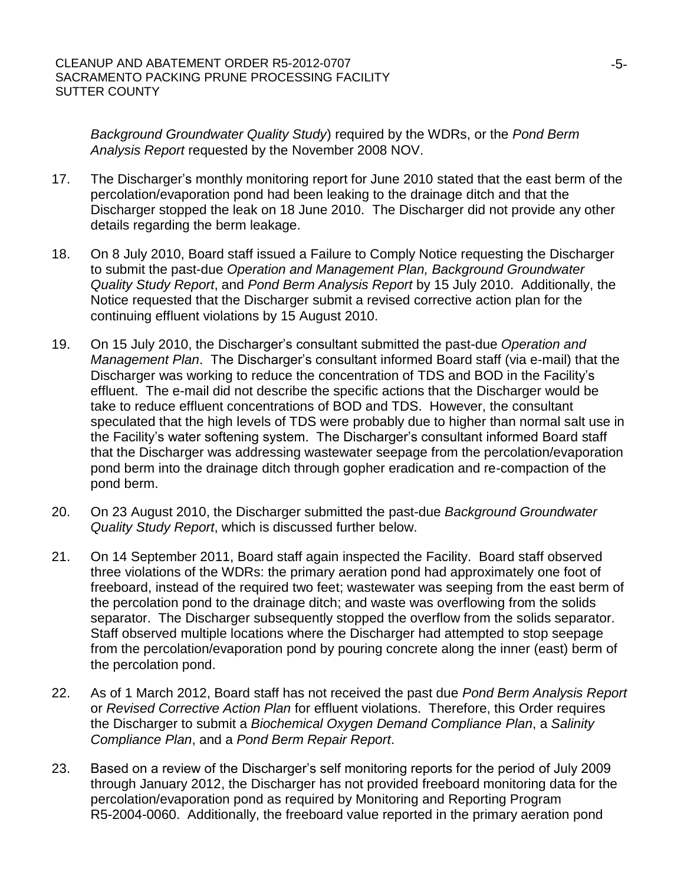*Background Groundwater Quality Study*) required by the WDRs, or the *Pond Berm Analysis Report* requested by the November 2008 NOV.

17. The Discharger's monthly monitoring report for June 2010 stated that the east berm of the percolation/evaporation pond had been leaking to the drainage ditch and that the Discharger stopped the leak on 18 June 2010. The Discharger did not provide any other details regarding the berm leakage.

18. On 8 July 2010, Board staff issued a Failure to Comply Notice requesting the Discharger to submit the past-due *Operation and Management Plan, Background Groundwater Quality Study Report*, and *Pond Berm Analysis Report* by 15 July 2010. Additionally, the Notice requested that the Discharger submit a revised corrective action plan for the continuing effluent violations by 15 August 2010.

19. On 15 July 2010, the Discharger's consultant submitted the past-due *Operation and Management Plan*. The Discharger's consultant informed Board staff (via e-mail) that the Discharger was working to reduce the concentration of TDS and BOD in the Facility's effluent. The e-mail did not describe the specific actions that the Discharger would be take to reduce effluent concentrations of BOD and TDS. However, the consultant speculated that the high levels of TDS were probably due to higher than normal salt use in the Facility's water softening system. The Discharger's consultant informed Board staff that the Discharger was addressing wastewater seepage from the percolation/evaporation pond berm into the drainage ditch through gopher eradication and re-compaction of the pond berm.

20. On 23 August 2010, the Discharger submitted the past-due *Background Groundwater Quality Study Report*, which is discussed further below.

21. On 14 September 2011, Board staff again inspected the Facility. Board staff observed three violations of the WDRs: the primary aeration pond had approximately one foot of freeboard, instead of the required two feet; wastewater was seeping from the east berm of the percolation pond to the drainage ditch; and waste was overflowing from the solids separator. The Discharger subsequently stopped the overflow from the solids separator. Staff observed multiple locations where the Discharger had attempted to stop seepage from the percolation/evaporation pond by pouring concrete along the inner (east) berm of the percolation pond.

22. As of 1 March 2012, Board staff has not received the past due *Pond Berm Analysis Report* or *Revised Corrective Action Plan* for effluent violations. Therefore, this Order requires the Discharger to submit a *Biochemical Oxygen Demand Compliance Plan*, a *Salinity Compliance Plan*, and a *Pond Berm Repair Report*.

23. Based on a review of the Discharger's self monitoring reports for the period of July 2009 through January 2012, the Discharger has not provided freeboard monitoring data for the percolation/evaporation pond as required by Monitoring and Reporting Program R5-2004-0060. Additionally, the freeboard value reported in the primary aeration pond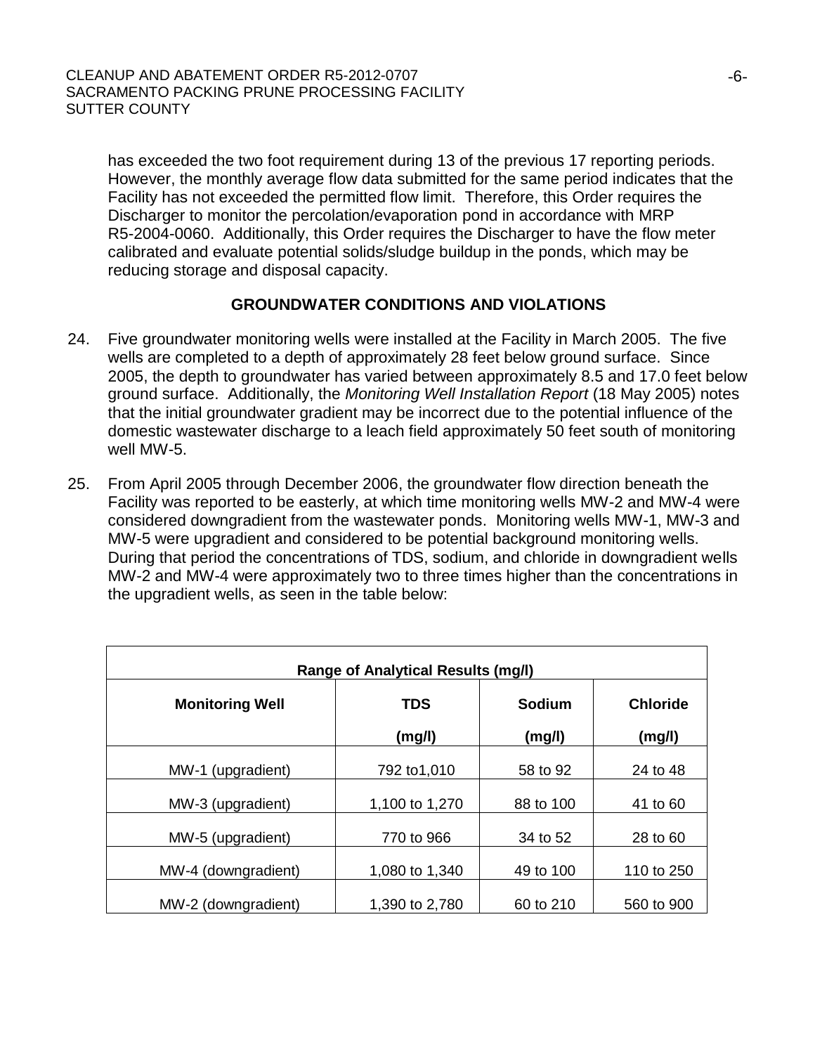has exceeded the two foot requirement during 13 of the previous 17 reporting periods. However, the monthly average flow data submitted for the same period indicates that the Facility has not exceeded the permitted flow limit. Therefore, this Order requires the Discharger to monitor the percolation/evaporation pond in accordance with MRP R5-2004-0060. Additionally, this Order requires the Discharger to have the flow meter calibrated and evaluate potential solids/sludge buildup in the ponds, which may be reducing storage and disposal capacity.

## GROUNDWATER CONDITIONS AND VIOLATIONS

24. Five groundwater monitoring wells were installed at the Facility in March 2005. The five wells are completed to a depth of approximately 28 feet below ground surface. Since 2005, the depth to groundwater has varied between approximately 8.5 and 17.0 feet below ground surface. Additionally, the *Monitoring Well Installation Report* (18 May 2005) notes that the initial groundwater gradient may be incorrect due to the potential influence of the domestic wastewater discharge to a leach field approximately 50 feet south of monitoring well MW-5.

25. From April 2005 through December 2006, the groundwater flow direction beneath the Facility was reported to be easterly, at which time monitoring wells MW-2 and MW-4 were considered downgradient from the wastewater ponds. Monitoring wells MW-1, MW-3 and MW-5 were upgradient and considered to be potential background monitoring wells. During that period the concentrations of TDS, sodium, and chloride in downgradient wells MW-2 and MW-4 were approximately two to three times higher than the concentrations in the upgradient wells, as seen in the table below:

| Range of Analytical Results (mg/l) | | | |
|---|---|---|---|
| **Monitoring Well** | **TDS (mg/l)** | **Sodium (mg/l)** | **Chloride (mg/l)** |
| MW-1 (upgradient) | 792 to1,010 | 58 to 92 | 24 to 48 |
| MW-3 (upgradient) | 1,100 to 1,270 | 88 to 100 | 41 to 60 |
| MW-5 (upgradient) | 770 to 966 | 34 to 52 | 28 to 60 |
| MW-4 (downgradient) | 1,080 to 1,340 | 49 to 100 | 110 to 250 |
| MW-2 (downgradient) | 1,390 to 2,780 | 60 to 210 | 560 to 900 |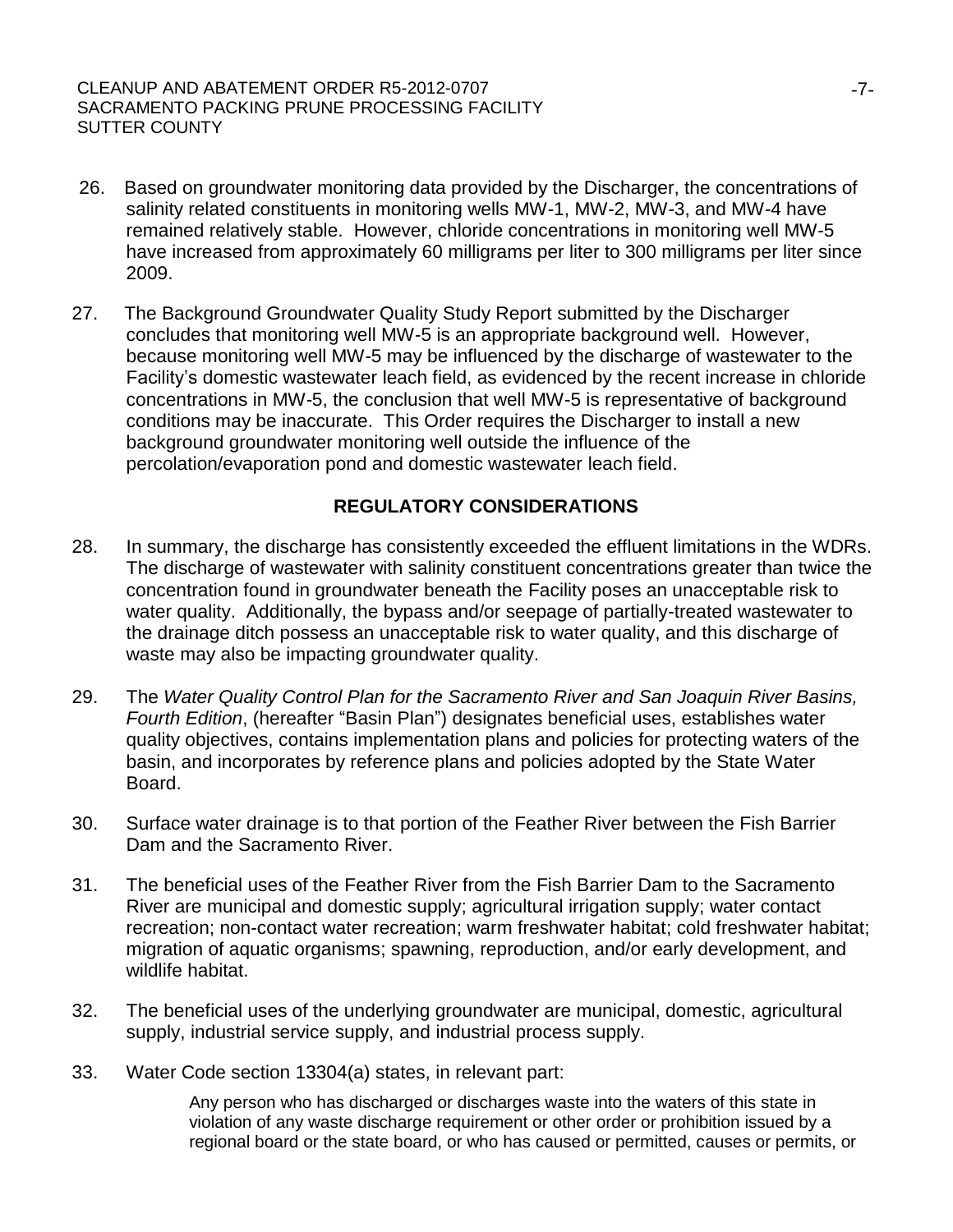26. Based on groundwater monitoring data provided by the Discharger, the concentrations of salinity related constituents in monitoring wells MW-1, MW-2, MW-3, and MW-4 have remained relatively stable. However, chloride concentrations in monitoring well MW-5 have increased from approximately 60 milligrams per liter to 300 milligrams per liter since 2009.

27. The Background Groundwater Quality Study Report submitted by the Discharger concludes that monitoring well MW-5 is an appropriate background well. However, because monitoring well MW-5 may be influenced by the discharge of wastewater to the Facility's domestic wastewater leach field, as evidenced by the recent increase in chloride concentrations in MW-5, the conclusion that well MW-5 is representative of background conditions may be inaccurate. This Order requires the Discharger to install a new background groundwater monitoring well outside the influence of the percolation/evaporation pond and domestic wastewater leach field.

## REGULATORY CONSIDERATIONS

28. In summary, the discharge has consistently exceeded the effluent limitations in the WDRs. The discharge of wastewater with salinity constituent concentrations greater than twice the concentration found in groundwater beneath the Facility poses an unacceptable risk to water quality. Additionally, the bypass and/or seepage of partially-treated wastewater to the drainage ditch possess an unacceptable risk to water quality, and this discharge of waste may also be impacting groundwater quality.

29. The *Water Quality Control Plan for the Sacramento River and San Joaquin River Basins, Fourth Edition*, (hereafter "Basin Plan") designates beneficial uses, establishes water quality objectives, contains implementation plans and policies for protecting waters of the basin, and incorporates by reference plans and policies adopted by the State Water Board.

30. Surface water drainage is to that portion of the Feather River between the Fish Barrier Dam and the Sacramento River.

31. The beneficial uses of the Feather River from the Fish Barrier Dam to the Sacramento River are municipal and domestic supply; agricultural irrigation supply; water contact recreation; non-contact water recreation; warm freshwater habitat; cold freshwater habitat; migration of aquatic organisms; spawning, reproduction, and/or early development, and wildlife habitat.

32. The beneficial uses of the underlying groundwater are municipal, domestic, agricultural supply, industrial service supply, and industrial process supply.

33. Water Code section 13304(a) states, in relevant part:

    > Any person who has discharged or discharges waste into the waters of this state in violation of any waste discharge requirement or other order or prohibition issued by a regional board or the state board, or who has caused or permitted, causes or permits, or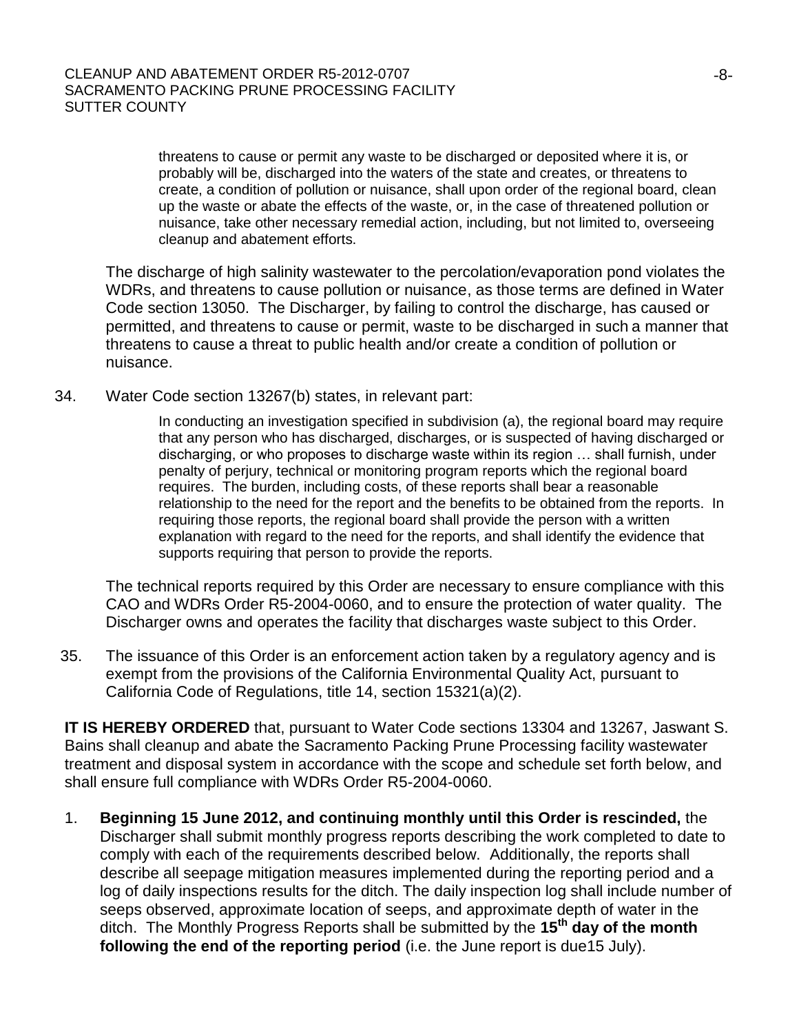> threatens to cause or permit any waste to be discharged or deposited where it is, or probably will be, discharged into the waters of the state and creates, or threatens to create, a condition of pollution or nuisance, shall upon order of the regional board, clean up the waste or abate the effects of the waste, or, in the case of threatened pollution or nuisance, take other necessary remedial action, including, but not limited to, overseeing cleanup and abatement efforts.

The discharge of high salinity wastewater to the percolation/evaporation pond violates the WDRs, and threatens to cause pollution or nuisance, as those terms are defined in Water Code section 13050. The Discharger, by failing to control the discharge, has caused or permitted, and threatens to cause or permit, waste to be discharged in such a manner that threatens to cause a threat to public health and/or create a condition of pollution or nuisance.

34. Water Code section 13267(b) states, in relevant part:

> In conducting an investigation specified in subdivision (a), the regional board may require that any person who has discharged, discharges, or is suspected of having discharged or discharging, or who proposes to discharge waste within its region … shall furnish, under penalty of perjury, technical or monitoring program reports which the regional board requires. The burden, including costs, of these reports shall bear a reasonable relationship to the need for the report and the benefits to be obtained from the reports. In requiring those reports, the regional board shall provide the person with a written explanation with regard to the need for the reports, and shall identify the evidence that supports requiring that person to provide the reports.

The technical reports required by this Order are necessary to ensure compliance with this CAO and WDRs Order R5-2004-0060, and to ensure the protection of water quality. The Discharger owns and operates the facility that discharges waste subject to this Order.

35. The issuance of this Order is an enforcement action taken by a regulatory agency and is exempt from the provisions of the California Environmental Quality Act, pursuant to California Code of Regulations, title 14, section 15321(a)(2).

**IT IS HEREBY ORDERED** that, pursuant to Water Code sections 13304 and 13267, Jaswant S. Bains shall cleanup and abate the Sacramento Packing Prune Processing facility wastewater treatment and disposal system in accordance with the scope and schedule set forth below, and shall ensure full compliance with WDRs Order R5-2004-0060.

1. **Beginning 15 June 2012, and continuing monthly until this Order is rescinded,** the Discharger shall submit monthly progress reports describing the work completed to date to comply with each of the requirements described below. Additionally, the reports shall describe all seepage mitigation measures implemented during the reporting period and a log of daily inspections results for the ditch. The daily inspection log shall include number of seeps observed, approximate location of seeps, and approximate depth of water in the ditch. The Monthly Progress Reports shall be submitted by the **15th day of the month following the end of the reporting period** (i.e. the June report is due15 July).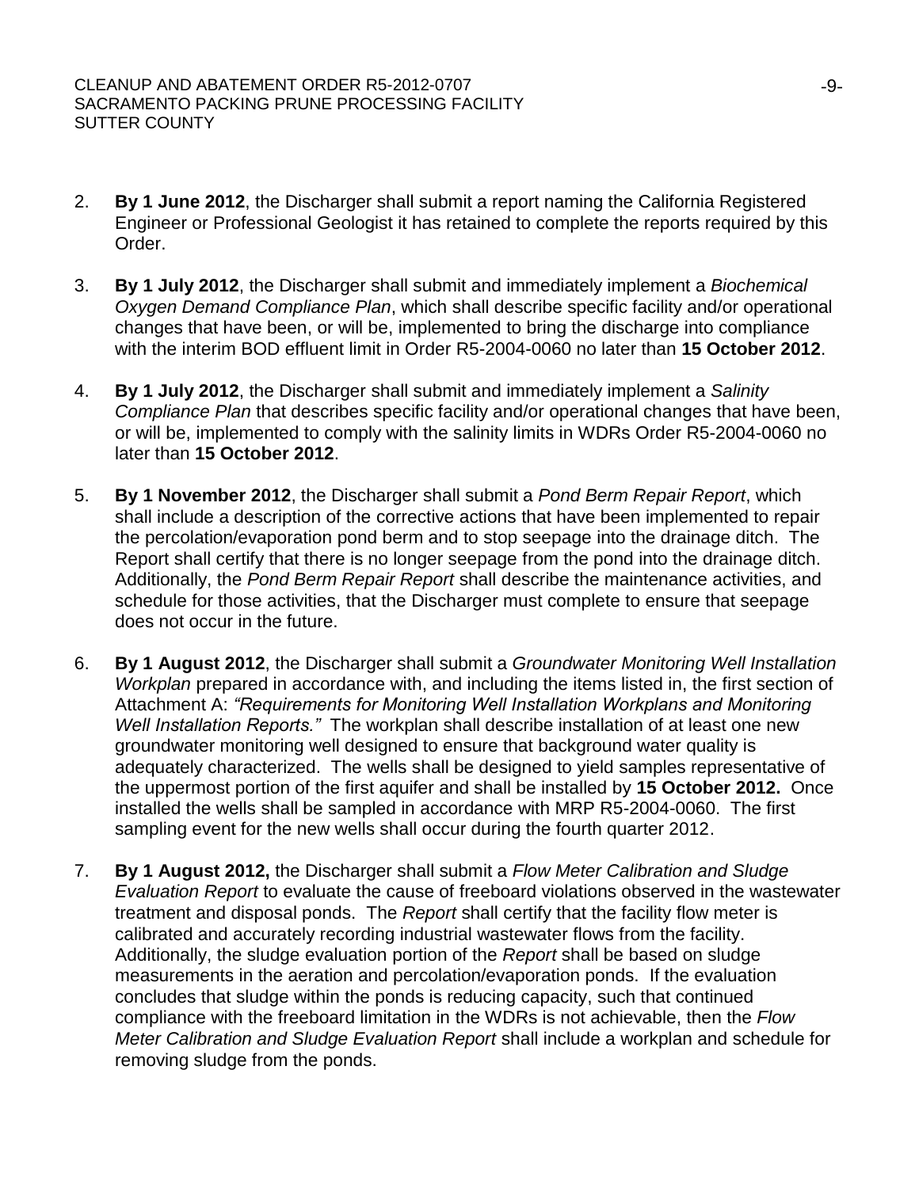2. **By 1 June 2012**, the Discharger shall submit a report naming the California Registered Engineer or Professional Geologist it has retained to complete the reports required by this Order.

3. **By 1 July 2012**, the Discharger shall submit and immediately implement a *Biochemical Oxygen Demand Compliance Plan*, which shall describe specific facility and/or operational changes that have been, or will be, implemented to bring the discharge into compliance with the interim BOD effluent limit in Order R5-2004-0060 no later than **15 October 2012**.

4. **By 1 July 2012**, the Discharger shall submit and immediately implement a *Salinity Compliance Plan* that describes specific facility and/or operational changes that have been, or will be, implemented to comply with the salinity limits in WDRs Order R5-2004-0060 no later than **15 October 2012**.

5. **By 1 November 2012**, the Discharger shall submit a *Pond Berm Repair Report*, which shall include a description of the corrective actions that have been implemented to repair the percolation/evaporation pond berm and to stop seepage into the drainage ditch. The Report shall certify that there is no longer seepage from the pond into the drainage ditch. Additionally, the *Pond Berm Repair Report* shall describe the maintenance activities, and schedule for those activities, that the Discharger must complete to ensure that seepage does not occur in the future.

6. **By 1 August 2012**, the Discharger shall submit a *Groundwater Monitoring Well Installation Workplan* prepared in accordance with, and including the items listed in, the first section of Attachment A: *"Requirements for Monitoring Well Installation Workplans and Monitoring Well Installation Reports."* The workplan shall describe installation of at least one new groundwater monitoring well designed to ensure that background water quality is adequately characterized. The wells shall be designed to yield samples representative of the uppermost portion of the first aquifer and shall be installed by **15 October 2012.** Once installed the wells shall be sampled in accordance with MRP R5-2004-0060. The first sampling event for the new wells shall occur during the fourth quarter 2012.

7. **By 1 August 2012,** the Discharger shall submit a *Flow Meter Calibration and Sludge Evaluation Report* to evaluate the cause of freeboard violations observed in the wastewater treatment and disposal ponds. The *Report* shall certify that the facility flow meter is calibrated and accurately recording industrial wastewater flows from the facility. Additionally, the sludge evaluation portion of the *Report* shall be based on sludge measurements in the aeration and percolation/evaporation ponds. If the evaluation concludes that sludge within the ponds is reducing capacity, such that continued compliance with the freeboard limitation in the WDRs is not achievable, then the *Flow Meter Calibration and Sludge Evaluation Report* shall include a workplan and schedule for removing sludge from the ponds.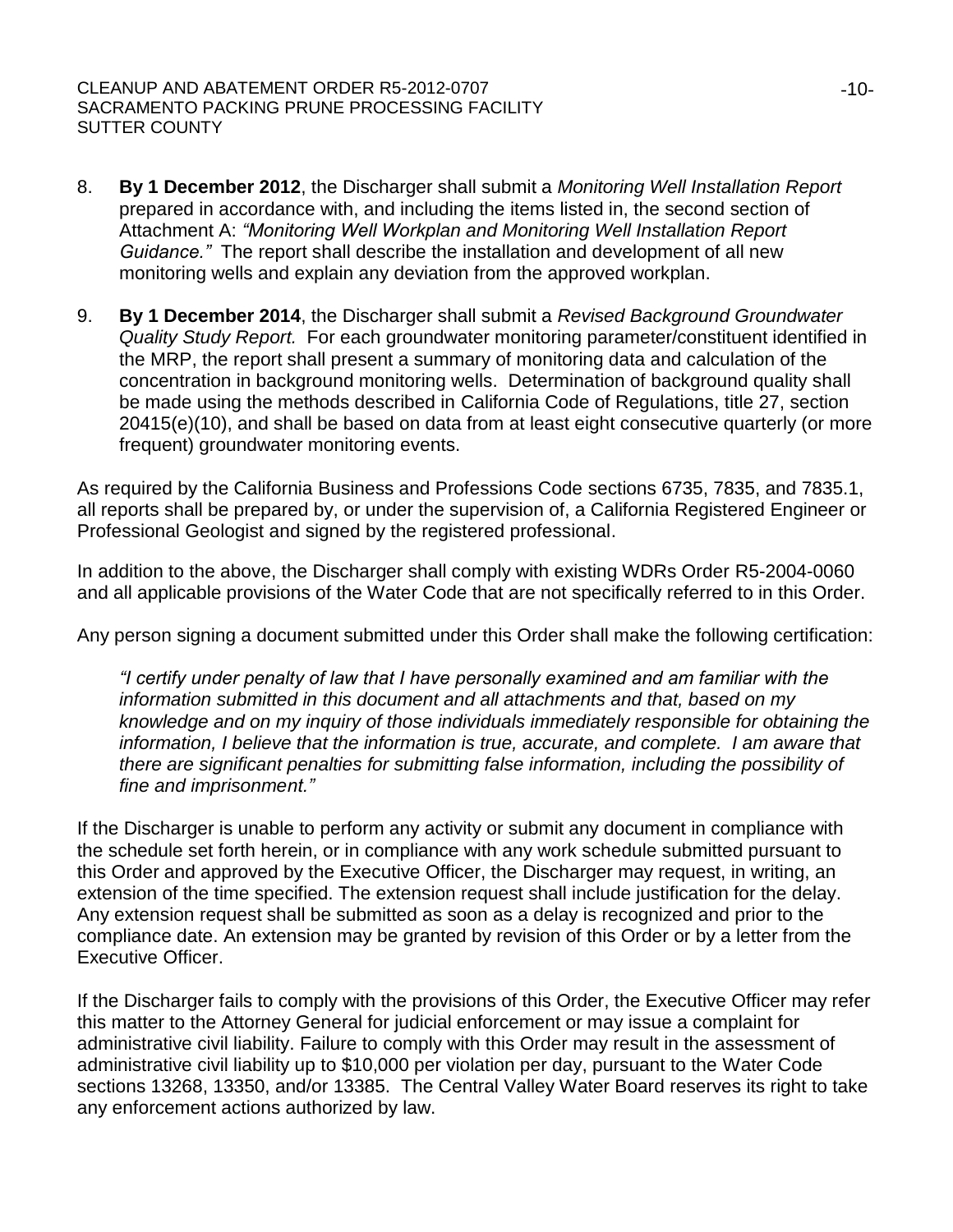8. **By 1 December 2012**, the Discharger shall submit a *Monitoring Well Installation Report* prepared in accordance with, and including the items listed in, the second section of Attachment A: *"Monitoring Well Workplan and Monitoring Well Installation Report Guidance."* The report shall describe the installation and development of all new monitoring wells and explain any deviation from the approved workplan.

9. **By 1 December 2014**, the Discharger shall submit a *Revised Background Groundwater Quality Study Report.* For each groundwater monitoring parameter/constituent identified in the MRP, the report shall present a summary of monitoring data and calculation of the concentration in background monitoring wells. Determination of background quality shall be made using the methods described in California Code of Regulations, title 27, section 20415(e)(10), and shall be based on data from at least eight consecutive quarterly (or more frequent) groundwater monitoring events.

As required by the California Business and Professions Code sections 6735, 7835, and 7835.1, all reports shall be prepared by, or under the supervision of, a California Registered Engineer or Professional Geologist and signed by the registered professional.

In addition to the above, the Discharger shall comply with existing WDRs Order R5-2004-0060 and all applicable provisions of the Water Code that are not specifically referred to in this Order.

Any person signing a document submitted under this Order shall make the following certification:

> *"I certify under penalty of law that I have personally examined and am familiar with the information submitted in this document and all attachments and that, based on my knowledge and on my inquiry of those individuals immediately responsible for obtaining the information, I believe that the information is true, accurate, and complete. I am aware that there are significant penalties for submitting false information, including the possibility of fine and imprisonment."*

If the Discharger is unable to perform any activity or submit any document in compliance with the schedule set forth herein, or in compliance with any work schedule submitted pursuant to this Order and approved by the Executive Officer, the Discharger may request, in writing, an extension of the time specified. The extension request shall include justification for the delay. Any extension request shall be submitted as soon as a delay is recognized and prior to the compliance date. An extension may be granted by revision of this Order or by a letter from the Executive Officer.

If the Discharger fails to comply with the provisions of this Order, the Executive Officer may refer this matter to the Attorney General for judicial enforcement or may issue a complaint for administrative civil liability. Failure to comply with this Order may result in the assessment of administrative civil liability up to $10,000 per violation per day, pursuant to the Water Code sections 13268, 13350, and/or 13385. The Central Valley Water Board reserves its right to take any enforcement actions authorized by law.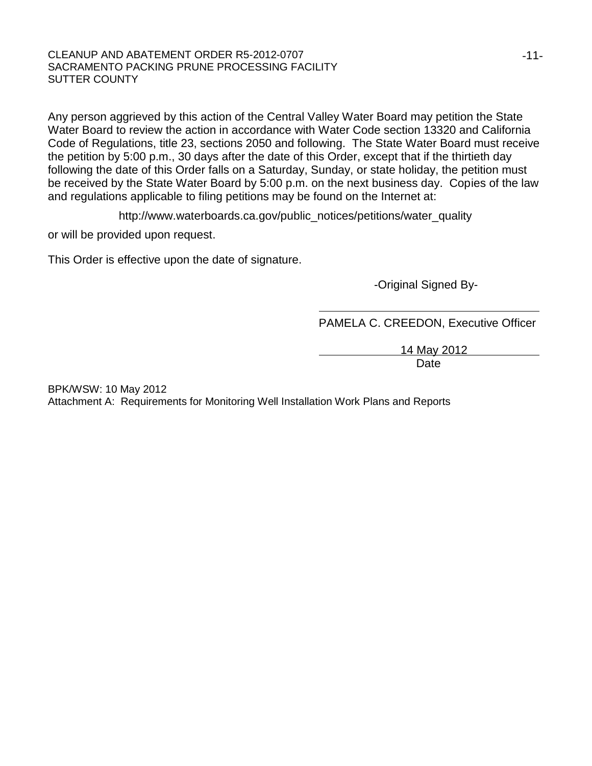Any person aggrieved by this action of the Central Valley Water Board may petition the State Water Board to review the action in accordance with Water Code section 13320 and California Code of Regulations, title 23, sections 2050 and following. The State Water Board must receive the petition by 5:00 p.m., 30 days after the date of this Order, except that if the thirtieth day following the date of this Order falls on a Saturday, Sunday, or state holiday, the petition must be received by the State Water Board by 5:00 p.m. on the next business day. Copies of the law and regulations applicable to filing petitions may be found on the Internet at:

http://www.waterboards.ca.gov/public_notices/petitions/water_quality

or will be provided upon request.

This Order is effective upon the date of signature.

-Original Signed By-

PAMELA C. CREEDON, Executive Officer

14 May 2012

Date

BPK/WSW: 10 May 2012

Attachment A: Requirements for Monitoring Well Installation Work Plans and Reports